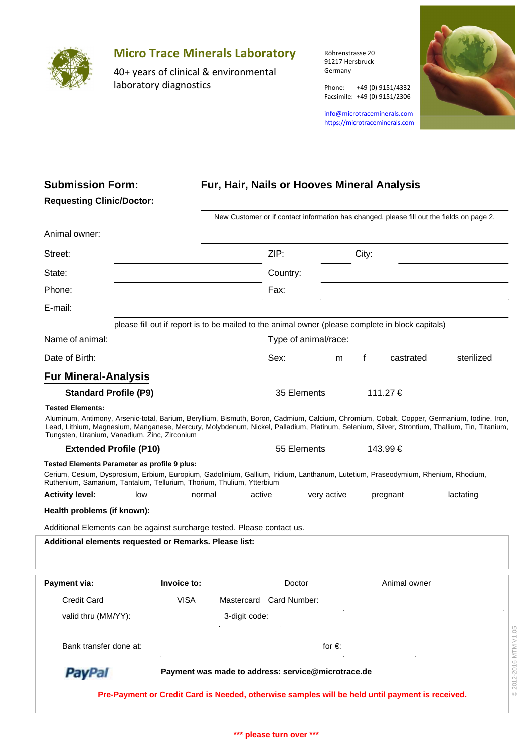# Micro Trace Minerals Laboratory

40+ years of clinical & environmental laboratory diagnostics

Röhrenstrasse 20
91217 Hersbruck
Germany

Phone: +49 (0) 9151/4332
Facsimile: +49 (0) 9151/2306

info@microtraceminerals.com
https://microtraceminerals.com

## Submission Form: Fur, Hair, Nails or Hooves Mineral Analysis

**Requesting Clinic/Doctor:**

New Customer or if contact information has changed, please fill out the fields on page 2.

Animal owner:

Street: ZIP: City:

State: Country:

Phone: Fax:

E-mail:

please fill out if report is to be mailed to the animal owner (please complete in block capitals)

Name of animal: Type of animal/race:

Date of Birth: Sex: m f castrated sterilized

## Fur Mineral-Analysis

| **Standard Profile (P9)** | 35 Elements | 111.27 € |
|---|---|---|

**Tested Elements:**

Aluminum, Antimony, Arsenic-total, Barium, Beryllium, Bismuth, Boron, Cadmium, Calcium, Chromium, Cobalt, Copper, Germanium, Iodine, Iron, Lead, Lithium, Magnesium, Manganese, Mercury, Molybdenum, Nickel, Palladium, Platinum, Selenium, Silver, Strontium, Thallium, Tin, Titanium, Tungsten, Uranium, Vanadium, Zinc, Zirconium

| **Extended Profile (P10)** | 55 Elements | 143.99 € |
|---|---|---|

**Tested Elements Parameter as profile 9 plus:**

Cerium, Cesium, Dysprosium, Erbium, Europium, Gadolinium, Gallium, Iridium, Lanthanum, Lutetium, Praseodymium, Rhenium, Rhodium, Ruthenium, Samarium, Tantalum, Tellurium, Thorium, Thulium, Ytterbium

**Activity level:** low normal active very active pregnant lactating

**Health problems (if known):**

Additional Elements can be against surcharge tested. Please contact us.

**Additional elements requested or Remarks. Please list:**

**Payment via:** **Invoice to:** Doctor Animal owner

Credit Card VISA Mastercard Card Number:

valid thru (MM/YY): 3-digit code:

Bank transfer done at: for €:

PayPal **Payment was made to address: service@microtrace.de**

**Pre-Payment or Credit Card is Needed, otherwise samples will be held until payment is received.**

**\*\*\* please turn over \*\*\***

© 2012-2016 MTM V1.05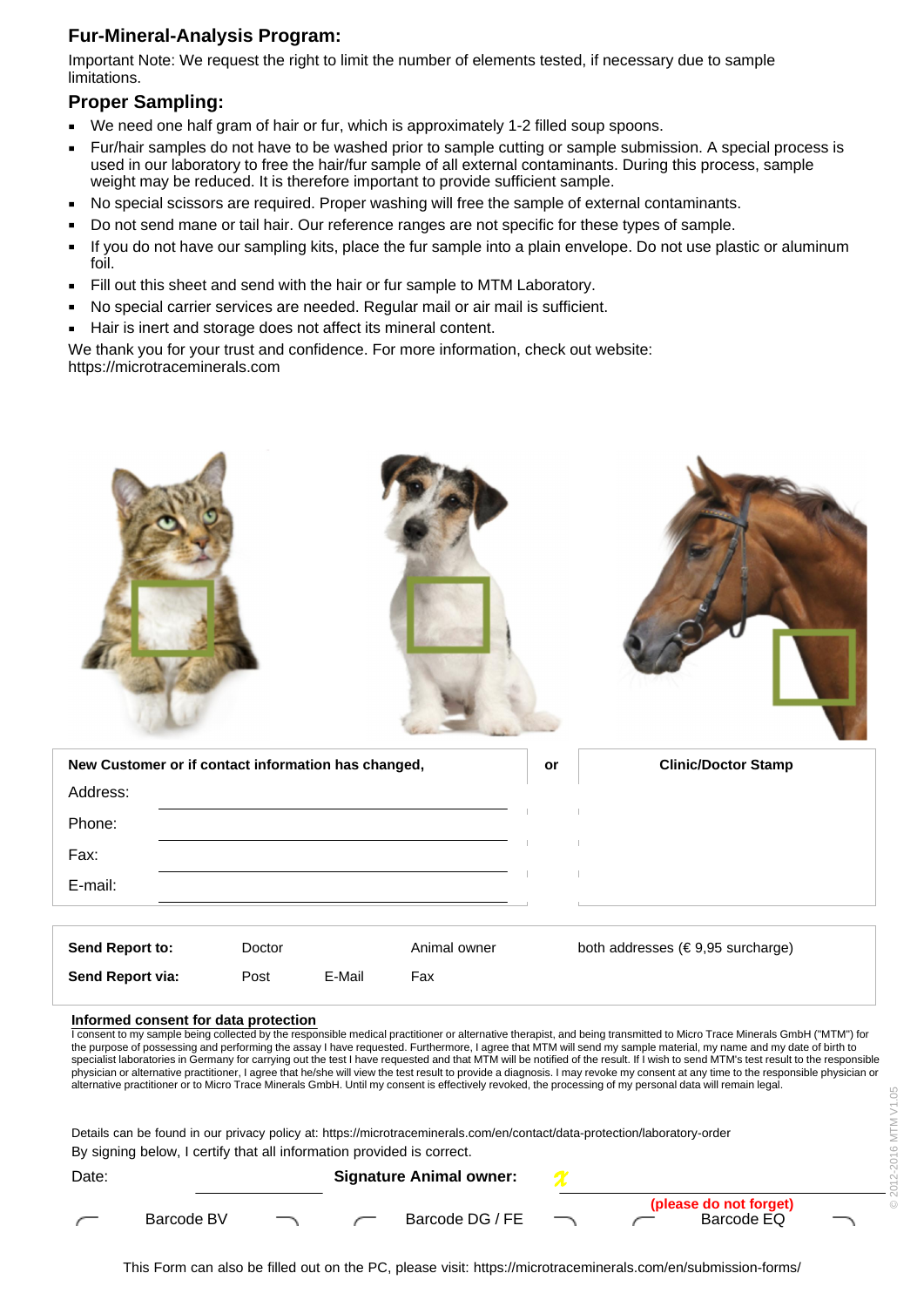## Fur-Mineral-Analysis Program:

Important Note: We request the right to limit the number of elements tested, if necessary due to sample limitations.

## Proper Sampling:

- We need one half gram of hair or fur, which is approximately 1-2 filled soup spoons.
- Fur/hair samples do not have to be washed prior to sample cutting or sample submission. A special process is used in our laboratory to free the hair/fur sample of all external contaminants. During this process, sample weight may be reduced. It is therefore important to provide sufficient sample.
- No special scissors are required. Proper washing will free the sample of external contaminants.
- Do not send mane or tail hair. Our reference ranges are not specific for these types of sample.
- If you do not have our sampling kits, place the fur sample into a plain envelope. Do not use plastic or aluminum foil.
- Fill out this sheet and send with the hair or fur sample to MTM Laboratory.
- No special carrier services are needed. Regular mail or air mail is sufficient.
- Hair is inert and storage does not affect its mineral content.

We thank you for your trust and confidence. For more information, check out website: https://microtraceminerals.com

| **New Customer or if contact information has changed,** | | **or** | **Clinic/Doctor Stamp** |
|---|---|---|---|
| Address: | | | |
| Phone: | | | |
| Fax: | | | |
| E-mail: | | | |

| | | | | |
|---|---|---|---|---|
| **Send Report to:** | Doctor | | Animal owner | both addresses (€ 9,95 surcharge) |
| **Send Report via:** | Post | E-Mail | Fax | |

**Informed consent for data protection**

I consent to my sample being collected by the responsible medical practitioner or alternative therapist, and being transmitted to Micro Trace Minerals GmbH ("MTM") for the purpose of possessing and performing the assay I have requested. Furthermore, I agree that MTM will send my sample material, my name and my date of birth to specialist laboratories in Germany for carrying out the test I have requested and that MTM will be notified of the result. If I wish to send MTM's test result to the responsible physician or alternative practitioner, I agree that he/she will view the test result to provide a diagnosis. I may revoke my consent at any time to the responsible physician or alternative practitioner or to Micro Trace Minerals GmbH. Until my consent is effectively revoked, the processing of my personal data will remain legal.

Details can be found in our privacy policy at: https://microtraceminerals.com/en/contact/data-protection/laboratory-order

By signing below, I certify that all information provided is correct.

Date: ______________ **Signature Animal owner:** ______________________

**(please do not forget)**

Barcode BV    Barcode DG / FE    Barcode EQ

© 2012-2016 MTM V1.05

This Form can also be filled out on the PC, please visit: https://microtraceminerals.com/en/submission-forms/